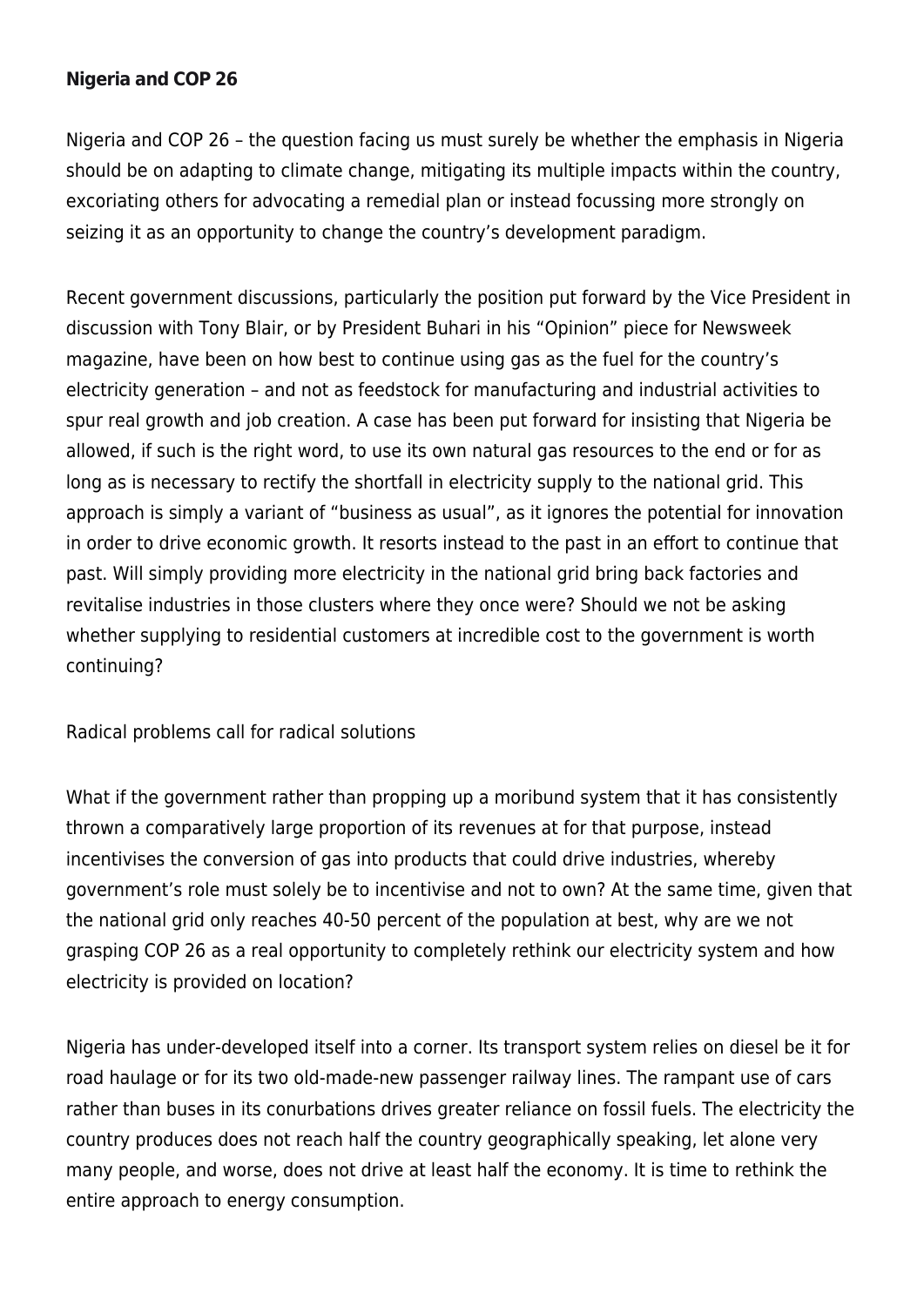**Nigeria and COP 26**

Nigeria and COP 26 – the question facing us must surely be whether the emphasis in Nigeria should be on adapting to climate change, mitigating its multiple impacts within the country, excoriating others for advocating a remedial plan or instead focussing more strongly on seizing it as an opportunity to change the country's development paradigm.

Recent government discussions, particularly the position put forward by the Vice President in discussion with Tony Blair, or by President Buhari in his "Opinion" piece for Newsweek magazine, have been on how best to continue using gas as the fuel for the country's electricity generation – and not as feedstock for manufacturing and industrial activities to spur real growth and job creation. A case has been put forward for insisting that Nigeria be allowed, if such is the right word, to use its own natural gas resources to the end or for as long as is necessary to rectify the shortfall in electricity supply to the national grid. This approach is simply a variant of "business as usual", as it ignores the potential for innovation in order to drive economic growth. It resorts instead to the past in an effort to continue that past. Will simply providing more electricity in the national grid bring back factories and revitalise industries in those clusters where they once were? Should we not be asking whether supplying to residential customers at incredible cost to the government is worth continuing?

Radical problems call for radical solutions

What if the government rather than propping up a moribund system that it has consistently thrown a comparatively large proportion of its revenues at for that purpose, instead incentivises the conversion of gas into products that could drive industries, whereby government's role must solely be to incentivise and not to own? At the same time, given that the national grid only reaches 40-50 percent of the population at best, why are we not grasping COP 26 as a real opportunity to completely rethink our electricity system and how electricity is provided on location?

Nigeria has under-developed itself into a corner. Its transport system relies on diesel be it for road haulage or for its two old-made-new passenger railway lines. The rampant use of cars rather than buses in its conurbations drives greater reliance on fossil fuels. The electricity the country produces does not reach half the country geographically speaking, let alone very many people, and worse, does not drive at least half the economy. It is time to rethink the entire approach to energy consumption.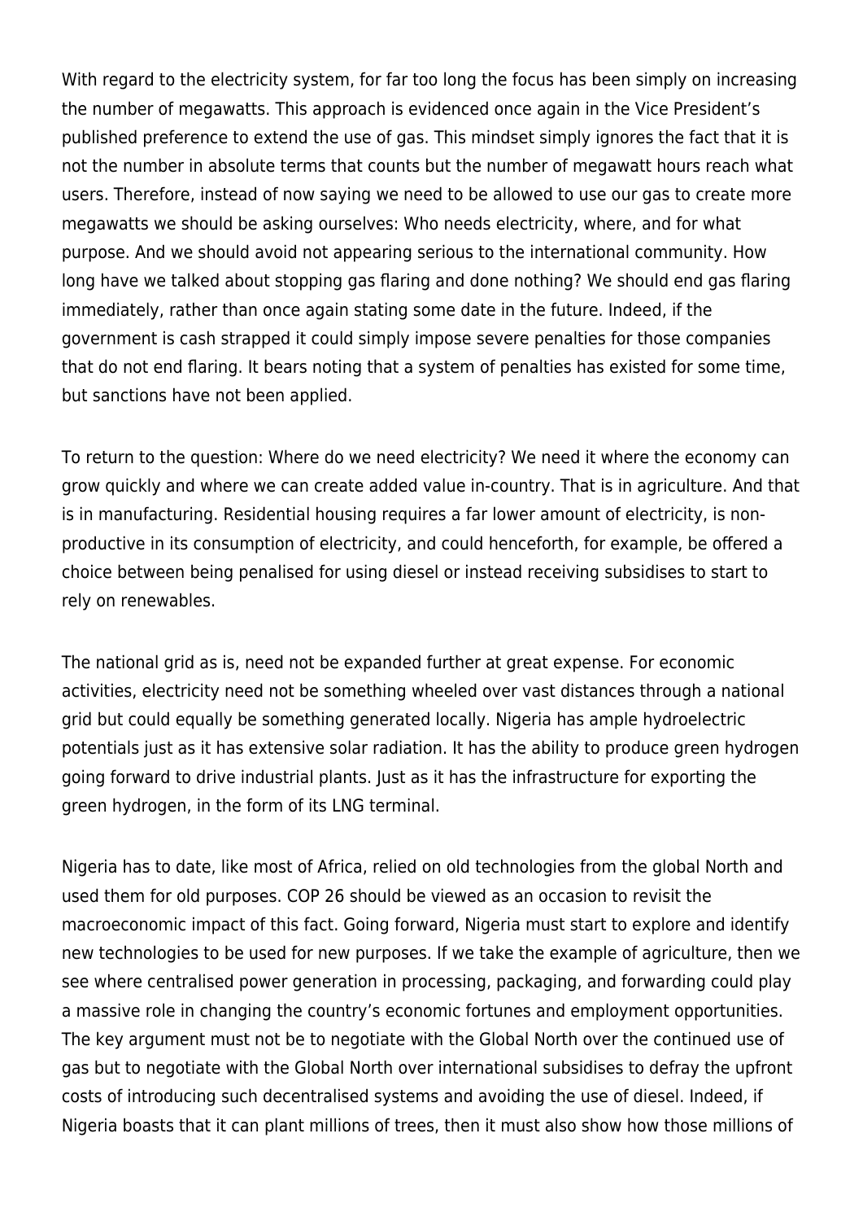With regard to the electricity system, for far too long the focus has been simply on increasing the number of megawatts. This approach is evidenced once again in the Vice President's published preference to extend the use of gas. This mindset simply ignores the fact that it is not the number in absolute terms that counts but the number of megawatt hours reach what users. Therefore, instead of now saying we need to be allowed to use our gas to create more megawatts we should be asking ourselves: Who needs electricity, where, and for what purpose. And we should avoid not appearing serious to the international community. How long have we talked about stopping gas flaring and done nothing? We should end gas flaring immediately, rather than once again stating some date in the future. Indeed, if the government is cash strapped it could simply impose severe penalties for those companies that do not end flaring. It bears noting that a system of penalties has existed for some time, but sanctions have not been applied.

To return to the question: Where do we need electricity? We need it where the economy can grow quickly and where we can create added value in-country. That is in agriculture. And that is in manufacturing. Residential housing requires a far lower amount of electricity, is non-productive in its consumption of electricity, and could henceforth, for example, be offered a choice between being penalised for using diesel or instead receiving subsidises to start to rely on renewables.

The national grid as is, need not be expanded further at great expense. For economic activities, electricity need not be something wheeled over vast distances through a national grid but could equally be something generated locally. Nigeria has ample hydroelectric potentials just as it has extensive solar radiation. It has the ability to produce green hydrogen going forward to drive industrial plants. Just as it has the infrastructure for exporting the green hydrogen, in the form of its LNG terminal.

Nigeria has to date, like most of Africa, relied on old technologies from the global North and used them for old purposes. COP 26 should be viewed as an occasion to revisit the macroeconomic impact of this fact. Going forward, Nigeria must start to explore and identify new technologies to be used for new purposes. If we take the example of agriculture, then we see where centralised power generation in processing, packaging, and forwarding could play a massive role in changing the country's economic fortunes and employment opportunities. The key argument must not be to negotiate with the Global North over the continued use of gas but to negotiate with the Global North over international subsidises to defray the upfront costs of introducing such decentralised systems and avoiding the use of diesel. Indeed, if Nigeria boasts that it can plant millions of trees, then it must also show how those millions of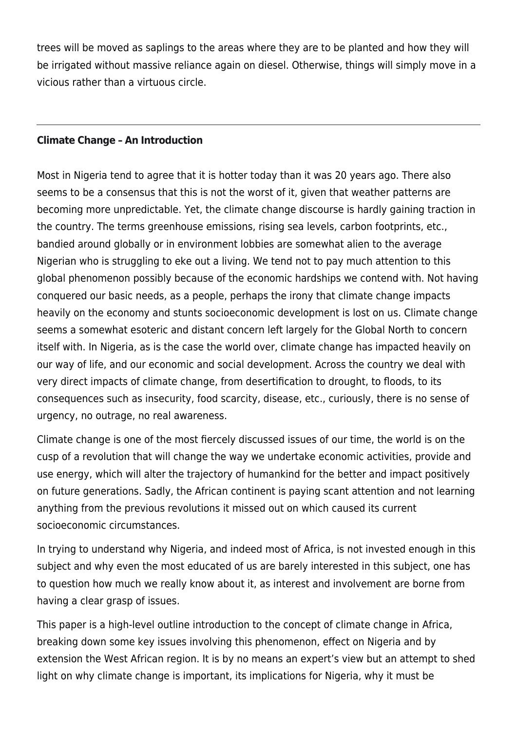trees will be moved as saplings to the areas where they are to be planted and how they will be irrigated without massive reliance again on diesel. Otherwise, things will simply move in a vicious rather than a virtuous circle.

---

**Climate Change – An Introduction**

Most in Nigeria tend to agree that it is hotter today than it was 20 years ago. There also seems to be a consensus that this is not the worst of it, given that weather patterns are becoming more unpredictable. Yet, the climate change discourse is hardly gaining traction in the country. The terms greenhouse emissions, rising sea levels, carbon footprints, etc., bandied around globally or in environment lobbies are somewhat alien to the average Nigerian who is struggling to eke out a living. We tend not to pay much attention to this global phenomenon possibly because of the economic hardships we contend with. Not having conquered our basic needs, as a people, perhaps the irony that climate change impacts heavily on the economy and stunts socioeconomic development is lost on us. Climate change seems a somewhat esoteric and distant concern left largely for the Global North to concern itself with. In Nigeria, as is the case the world over, climate change has impacted heavily on our way of life, and our economic and social development. Across the country we deal with very direct impacts of climate change, from desertification to drought, to floods, to its consequences such as insecurity, food scarcity, disease, etc., curiously, there is no sense of urgency, no outrage, no real awareness.

Climate change is one of the most fiercely discussed issues of our time, the world is on the cusp of a revolution that will change the way we undertake economic activities, provide and use energy, which will alter the trajectory of humankind for the better and impact positively on future generations. Sadly, the African continent is paying scant attention and not learning anything from the previous revolutions it missed out on which caused its current socioeconomic circumstances.

In trying to understand why Nigeria, and indeed most of Africa, is not invested enough in this subject and why even the most educated of us are barely interested in this subject, one has to question how much we really know about it, as interest and involvement are borne from having a clear grasp of issues.

This paper is a high-level outline introduction to the concept of climate change in Africa, breaking down some key issues involving this phenomenon, effect on Nigeria and by extension the West African region. It is by no means an expert's view but an attempt to shed light on why climate change is important, its implications for Nigeria, why it must be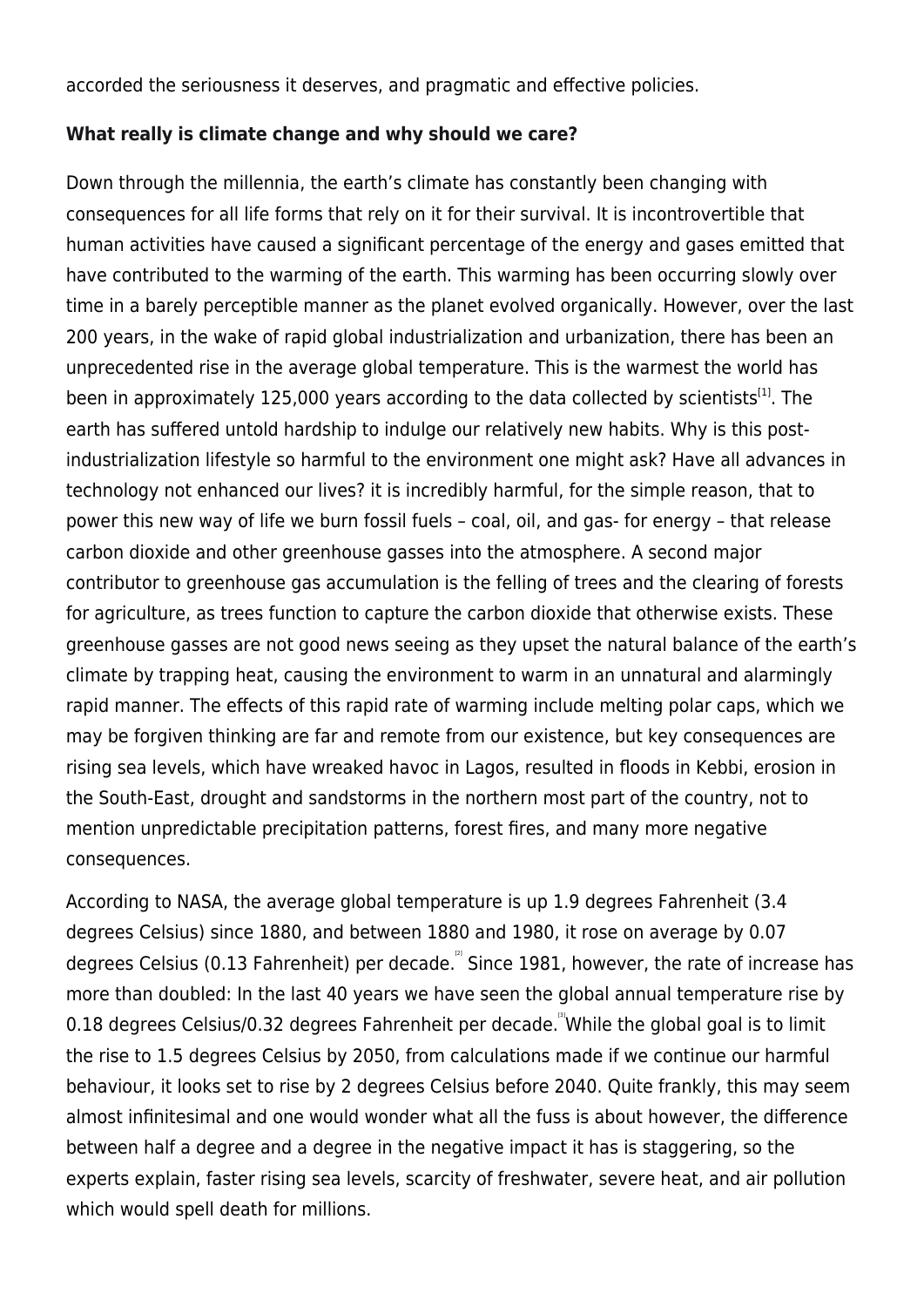accorded the seriousness it deserves, and pragmatic and effective policies.

**What really is climate change and why should we care?**

Down through the millennia, the earth's climate has constantly been changing with consequences for all life forms that rely on it for their survival. It is incontrovertible that human activities have caused a significant percentage of the energy and gases emitted that have contributed to the warming of the earth. This warming has been occurring slowly over time in a barely perceptible manner as the planet evolved organically. However, over the last 200 years, in the wake of rapid global industrialization and urbanization, there has been an unprecedented rise in the average global temperature. This is the warmest the world has been in approximately 125,000 years according to the data collected by scientists[1]. The earth has suffered untold hardship to indulge our relatively new habits. Why is this post-industrialization lifestyle so harmful to the environment one might ask? Have all advances in technology not enhanced our lives? it is incredibly harmful, for the simple reason, that to power this new way of life we burn fossil fuels – coal, oil, and gas- for energy – that release carbon dioxide and other greenhouse gasses into the atmosphere. A second major contributor to greenhouse gas accumulation is the felling of trees and the clearing of forests for agriculture, as trees function to capture the carbon dioxide that otherwise exists. These greenhouse gasses are not good news seeing as they upset the natural balance of the earth's climate by trapping heat, causing the environment to warm in an unnatural and alarmingly rapid manner. The effects of this rapid rate of warming include melting polar caps, which we may be forgiven thinking are far and remote from our existence, but key consequences are rising sea levels, which have wreaked havoc in Lagos, resulted in floods in Kebbi, erosion in the South-East, drought and sandstorms in the northern most part of the country, not to mention unpredictable precipitation patterns, forest fires, and many more negative consequences.

According to NASA, the average global temperature is up 1.9 degrees Fahrenheit (3.4 degrees Celsius) since 1880, and between 1880 and 1980, it rose on average by 0.07 degrees Celsius (0.13 Fahrenheit) per decade.[2] Since 1981, however, the rate of increase has more than doubled: In the last 40 years we have seen the global annual temperature rise by 0.18 degrees Celsius/0.32 degrees Fahrenheit per decade.[3] While the global goal is to limit the rise to 1.5 degrees Celsius by 2050, from calculations made if we continue our harmful behaviour, it looks set to rise by 2 degrees Celsius before 2040. Quite frankly, this may seem almost infinitesimal and one would wonder what all the fuss is about however, the difference between half a degree and a degree in the negative impact it has is staggering, so the experts explain, faster rising sea levels, scarcity of freshwater, severe heat, and air pollution which would spell death for millions.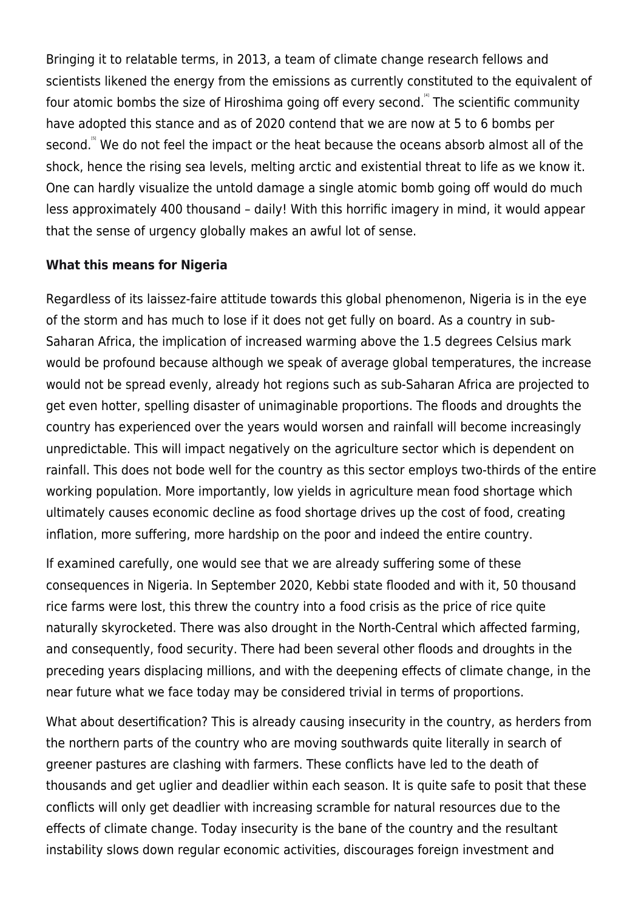Bringing it to relatable terms, in 2013, a team of climate change research fellows and scientists likened the energy from the emissions as currently constituted to the equivalent of four atomic bombs the size of Hiroshima going off every second.[4] The scientific community have adopted this stance and as of 2020 contend that we are now at 5 to 6 bombs per second.[5] We do not feel the impact or the heat because the oceans absorb almost all of the shock, hence the rising sea levels, melting arctic and existential threat to life as we know it. One can hardly visualize the untold damage a single atomic bomb going off would do much less approximately 400 thousand – daily! With this horrific imagery in mind, it would appear that the sense of urgency globally makes an awful lot of sense.

**What this means for Nigeria**

Regardless of its laissez-faire attitude towards this global phenomenon, Nigeria is in the eye of the storm and has much to lose if it does not get fully on board. As a country in sub-Saharan Africa, the implication of increased warming above the 1.5 degrees Celsius mark would be profound because although we speak of average global temperatures, the increase would not be spread evenly, already hot regions such as sub-Saharan Africa are projected to get even hotter, spelling disaster of unimaginable proportions. The floods and droughts the country has experienced over the years would worsen and rainfall will become increasingly unpredictable. This will impact negatively on the agriculture sector which is dependent on rainfall. This does not bode well for the country as this sector employs two-thirds of the entire working population. More importantly, low yields in agriculture mean food shortage which ultimately causes economic decline as food shortage drives up the cost of food, creating inflation, more suffering, more hardship on the poor and indeed the entire country.

If examined carefully, one would see that we are already suffering some of these consequences in Nigeria. In September 2020, Kebbi state flooded and with it, 50 thousand rice farms were lost, this threw the country into a food crisis as the price of rice quite naturally skyrocketed. There was also drought in the North-Central which affected farming, and consequently, food security. There had been several other floods and droughts in the preceding years displacing millions, and with the deepening effects of climate change, in the near future what we face today may be considered trivial in terms of proportions.

What about desertification? This is already causing insecurity in the country, as herders from the northern parts of the country who are moving southwards quite literally in search of greener pastures are clashing with farmers. These conflicts have led to the death of thousands and get uglier and deadlier within each season. It is quite safe to posit that these conflicts will only get deadlier with increasing scramble for natural resources due to the effects of climate change. Today insecurity is the bane of the country and the resultant instability slows down regular economic activities, discourages foreign investment and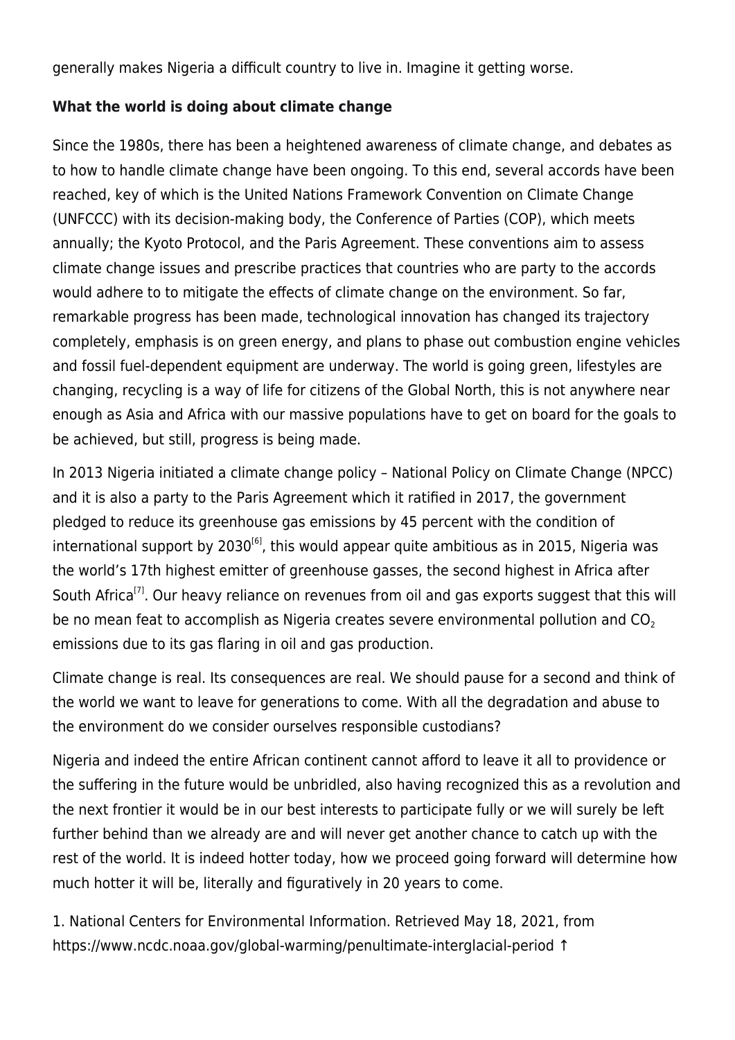generally makes Nigeria a difficult country to live in. Imagine it getting worse.

**What the world is doing about climate change**

Since the 1980s, there has been a heightened awareness of climate change, and debates as to how to handle climate change have been ongoing. To this end, several accords have been reached, key of which is the United Nations Framework Convention on Climate Change (UNFCCC) with its decision-making body, the Conference of Parties (COP), which meets annually; the Kyoto Protocol, and the Paris Agreement. These conventions aim to assess climate change issues and prescribe practices that countries who are party to the accords would adhere to to mitigate the effects of climate change on the environment. So far, remarkable progress has been made, technological innovation has changed its trajectory completely, emphasis is on green energy, and plans to phase out combustion engine vehicles and fossil fuel-dependent equipment are underway. The world is going green, lifestyles are changing, recycling is a way of life for citizens of the Global North, this is not anywhere near enough as Asia and Africa with our massive populations have to get on board for the goals to be achieved, but still, progress is being made.

In 2013 Nigeria initiated a climate change policy – National Policy on Climate Change (NPCC) and it is also a party to the Paris Agreement which it ratified in 2017, the government pledged to reduce its greenhouse gas emissions by 45 percent with the condition of international support by 2030[6], this would appear quite ambitious as in 2015, Nigeria was the world's 17th highest emitter of greenhouse gasses, the second highest in Africa after South Africa[7]. Our heavy reliance on revenues from oil and gas exports suggest that this will be no mean feat to accomplish as Nigeria creates severe environmental pollution and $CO_2$ emissions due to its gas flaring in oil and gas production.

Climate change is real. Its consequences are real. We should pause for a second and think of the world we want to leave for generations to come. With all the degradation and abuse to the environment do we consider ourselves responsible custodians?

Nigeria and indeed the entire African continent cannot afford to leave it all to providence or the suffering in the future would be unbridled, also having recognized this as a revolution and the next frontier it would be in our best interests to participate fully or we will surely be left further behind than we already are and will never get another chance to catch up with the rest of the world. It is indeed hotter today, how we proceed going forward will determine how much hotter it will be, literally and figuratively in 20 years to come.

1. National Centers for Environmental Information. Retrieved May 18, 2021, from https://www.ncdc.noaa.gov/global-warming/penultimate-interglacial-period ↑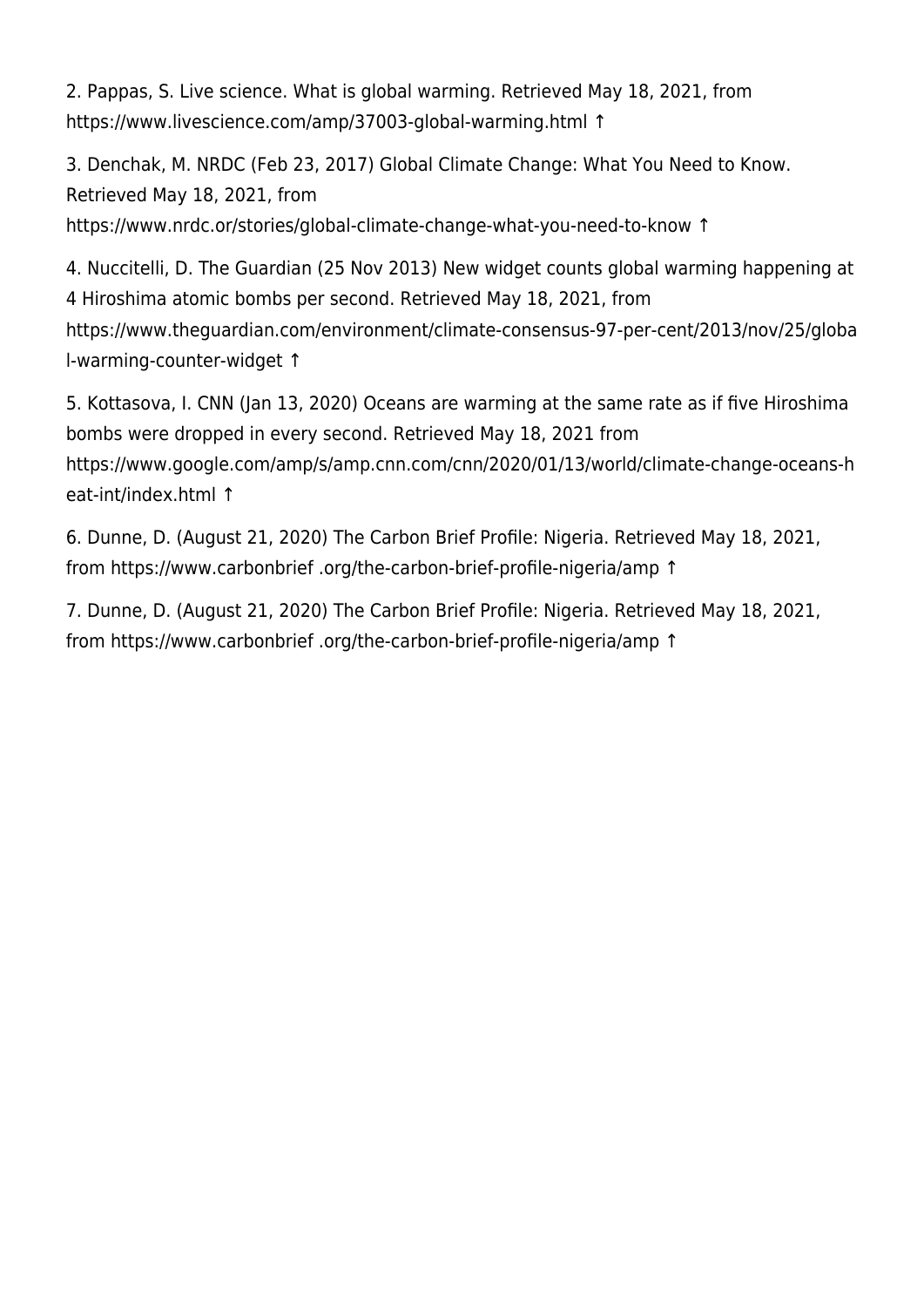2. Pappas, S. Live science. What is global warming. Retrieved May 18, 2021, from https://www.livescience.com/amp/37003-global-warming.html ↑

3. Denchak, M. NRDC (Feb 23, 2017) Global Climate Change: What You Need to Know. Retrieved May 18, 2021, from https://www.nrdc.or/stories/global-climate-change-what-you-need-to-know ↑

4. Nuccitelli, D. The Guardian (25 Nov 2013) New widget counts global warming happening at 4 Hiroshima atomic bombs per second. Retrieved May 18, 2021, from https://www.theguardian.com/environment/climate-consensus-97-per-cent/2013/nov/25/global-warming-counter-widget ↑

5. Kottasova, I. CNN (Jan 13, 2020) Oceans are warming at the same rate as if five Hiroshima bombs were dropped in every second. Retrieved May 18, 2021 from https://www.google.com/amp/s/amp.cnn.com/cnn/2020/01/13/world/climate-change-oceans-heat-int/index.html ↑

6. Dunne, D. (August 21, 2020) The Carbon Brief Profile: Nigeria. Retrieved May 18, 2021, from https://www.carbonbrief .org/the-carbon-brief-profile-nigeria/amp ↑

7. Dunne, D. (August 21, 2020) The Carbon Brief Profile: Nigeria. Retrieved May 18, 2021, from https://www.carbonbrief .org/the-carbon-brief-profile-nigeria/amp ↑